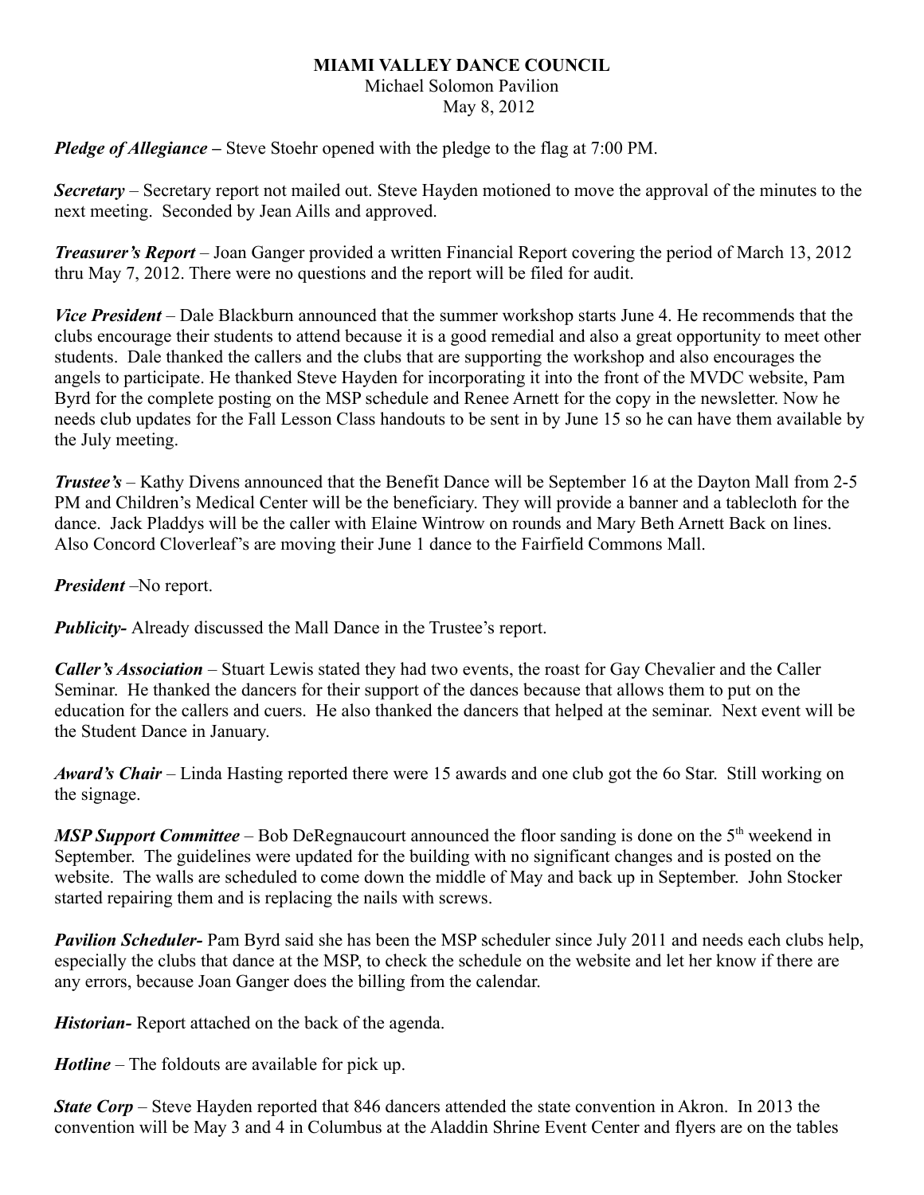**MIAMI VALLEY DANCE COUNCIL**
Michael Solomon Pavilion
May 8, 2012

***Pledge of Allegiance –*** Steve Stoehr opened with the pledge to the flag at 7:00 PM.

***Secretary*** – Secretary report not mailed out. Steve Hayden motioned to move the approval of the minutes to the next meeting. Seconded by Jean Aills and approved.

***Treasurer's Report*** – Joan Ganger provided a written Financial Report covering the period of March 13, 2012 thru May 7, 2012. There were no questions and the report will be filed for audit.

***Vice President*** – Dale Blackburn announced that the summer workshop starts June 4. He recommends that the clubs encourage their students to attend because it is a good remedial and also a great opportunity to meet other students. Dale thanked the callers and the clubs that are supporting the workshop and also encourages the angels to participate. He thanked Steve Hayden for incorporating it into the front of the MVDC website, Pam Byrd for the complete posting on the MSP schedule and Renee Arnett for the copy in the newsletter. Now he needs club updates for the Fall Lesson Class handouts to be sent in by June 15 so he can have them available by the July meeting.

***Trustee's*** – Kathy Divens announced that the Benefit Dance will be September 16 at the Dayton Mall from 2-5 PM and Children's Medical Center will be the beneficiary. They will provide a banner and a tablecloth for the dance. Jack Pladdys will be the caller with Elaine Wintrow on rounds and Mary Beth Arnett Back on lines. Also Concord Cloverleaf's are moving their June 1 dance to the Fairfield Commons Mall.

***President*** –No report.

***Publicity-*** Already discussed the Mall Dance in the Trustee's report.

***Caller's Association*** – Stuart Lewis stated they had two events, the roast for Gay Chevalier and the Caller Seminar. He thanked the dancers for their support of the dances because that allows them to put on the education for the callers and cuers. He also thanked the dancers that helped at the seminar. Next event will be the Student Dance in January.

***Award's Chair*** – Linda Hasting reported there were 15 awards and one club got the 6o Star. Still working on the signage.

***MSP Support Committee*** – Bob DeRegnaucourt announced the floor sanding is done on the 5th weekend in September. The guidelines were updated for the building with no significant changes and is posted on the website. The walls are scheduled to come down the middle of May and back up in September. John Stocker started repairing them and is replacing the nails with screws.

***Pavilion Scheduler-*** Pam Byrd said she has been the MSP scheduler since July 2011 and needs each clubs help, especially the clubs that dance at the MSP, to check the schedule on the website and let her know if there are any errors, because Joan Ganger does the billing from the calendar.

***Historian-*** Report attached on the back of the agenda.

***Hotline*** – The foldouts are available for pick up.

***State Corp*** – Steve Hayden reported that 846 dancers attended the state convention in Akron. In 2013 the convention will be May 3 and 4 in Columbus at the Aladdin Shrine Event Center and flyers are on the tables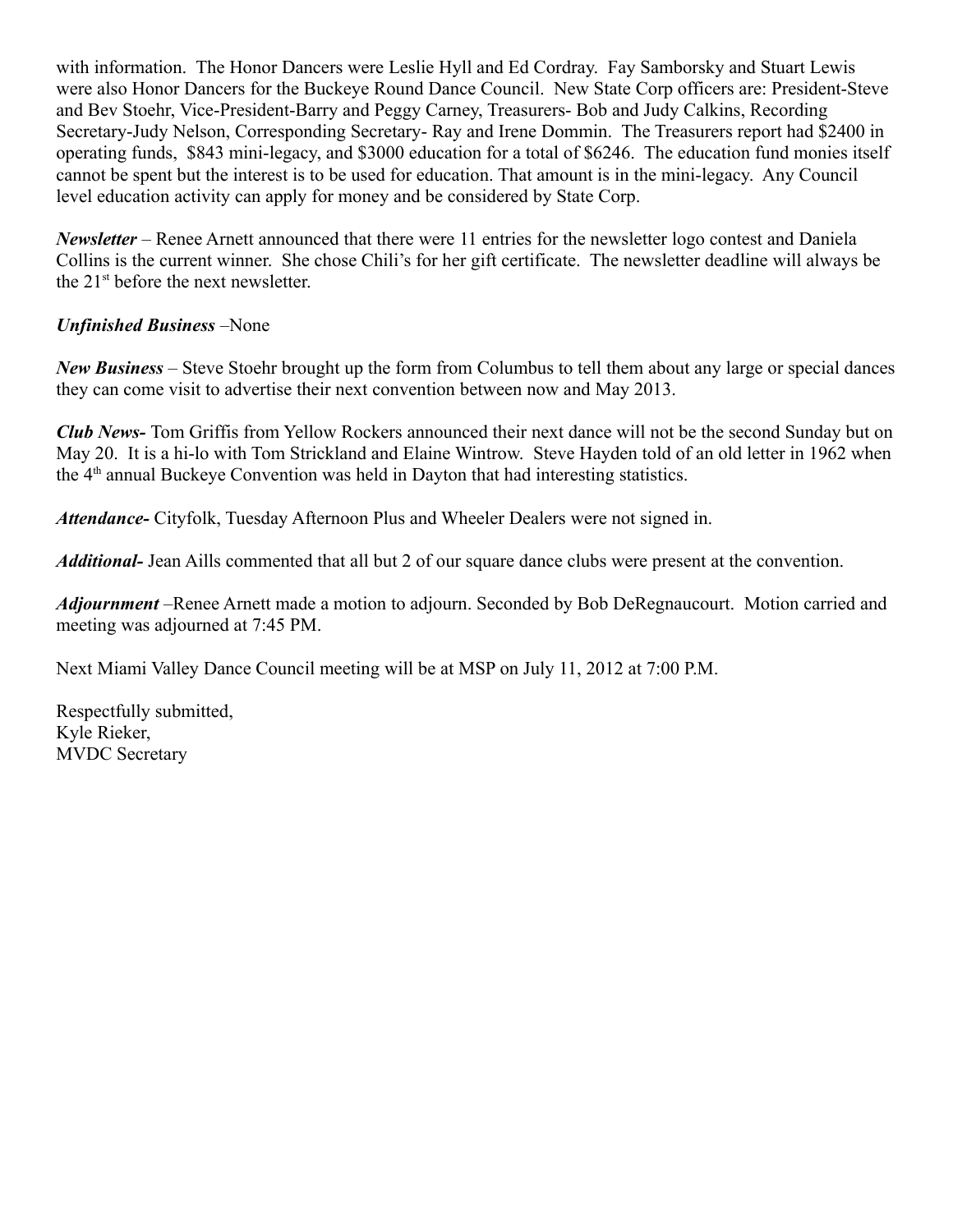with information. The Honor Dancers were Leslie Hyll and Ed Cordray. Fay Samborsky and Stuart Lewis were also Honor Dancers for the Buckeye Round Dance Council. New State Corp officers are: President-Steve and Bev Stoehr, Vice-President-Barry and Peggy Carney, Treasurers- Bob and Judy Calkins, Recording Secretary-Judy Nelson, Corresponding Secretary- Ray and Irene Dommin. The Treasurers report had $2400 in operating funds, $843 mini-legacy, and $3000 education for a total of $6246. The education fund monies itself cannot be spent but the interest is to be used for education. That amount is in the mini-legacy. Any Council level education activity can apply for money and be considered by State Corp.

***Newsletter*** – Renee Arnett announced that there were 11 entries for the newsletter logo contest and Daniela Collins is the current winner. She chose Chili's for her gift certificate. The newsletter deadline will always be the 21st before the next newsletter.

***Unfinished Business*** –None

***New Business*** – Steve Stoehr brought up the form from Columbus to tell them about any large or special dances they can come visit to advertise their next convention between now and May 2013.

***Club News-*** Tom Griffis from Yellow Rockers announced their next dance will not be the second Sunday but on May 20. It is a hi-lo with Tom Strickland and Elaine Wintrow. Steve Hayden told of an old letter in 1962 when the 4th annual Buckeye Convention was held in Dayton that had interesting statistics.

***Attendance-*** Cityfolk, Tuesday Afternoon Plus and Wheeler Dealers were not signed in.

***Additional-*** Jean Aills commented that all but 2 of our square dance clubs were present at the convention.

***Adjournment*** –Renee Arnett made a motion to adjourn. Seconded by Bob DeRegnaucourt. Motion carried and meeting was adjourned at 7:45 PM.

Next Miami Valley Dance Council meeting will be at MSP on July 11, 2012 at 7:00 P.M.

Respectfully submitted,
Kyle Rieker,
MVDC Secretary